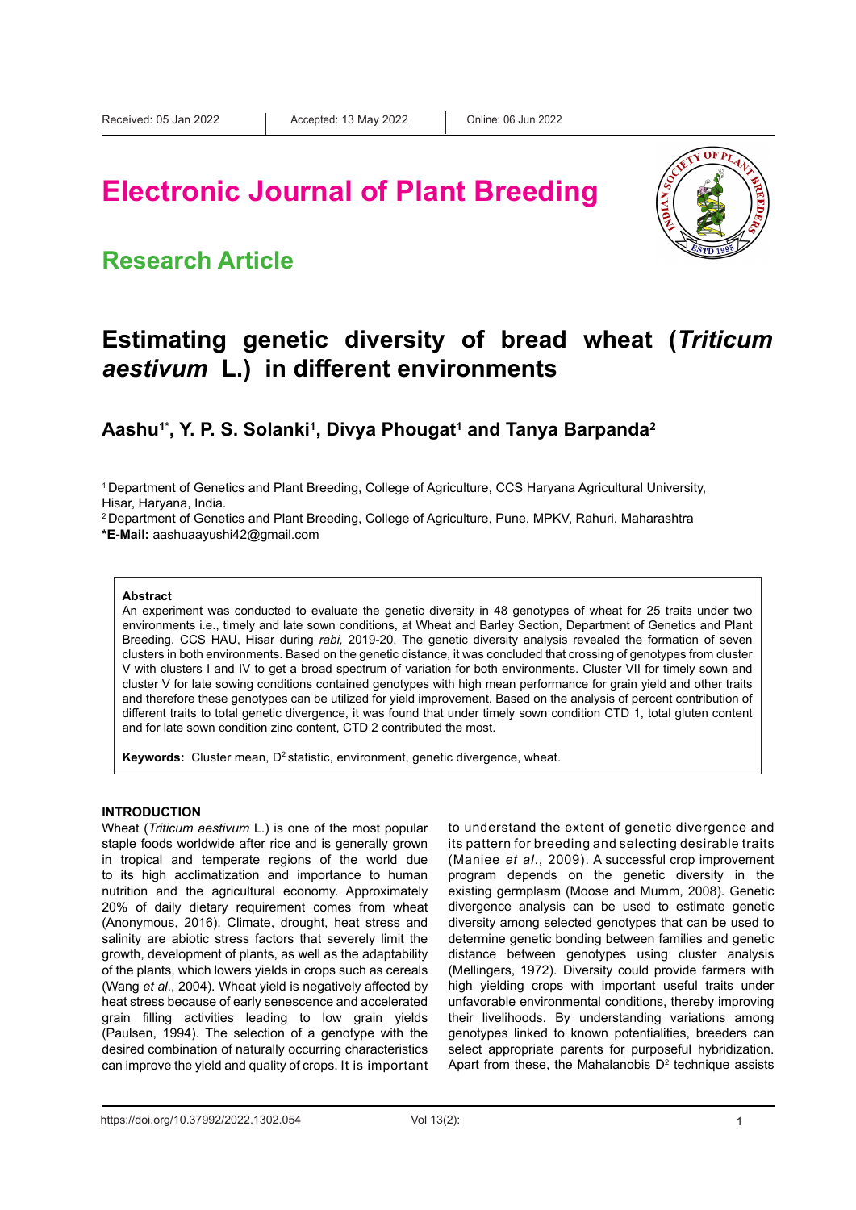Received: 05 Jan 2022 | Accepted: 13 May 2022 | Online: 06 Jun 2022

# Electronic Journal of Plant Breeding

## Research Article

# Estimating genetic diversity of bread wheat (*Triticum aestivum* L.) in different environments

**Aashu[1*], Y. P. S. Solanki[1], Divya Phougat[1] and Tanya Barpanda[2]**

[1] Department of Genetics and Plant Breeding, College of Agriculture, CCS Haryana Agricultural University, Hisar, Haryana, India.

[2] Department of Genetics and Plant Breeding, College of Agriculture, Pune, MPKV, Rahuri, Maharashtra

**\*E-Mail:** aashuaayushi42@gmail.com

### Abstract

An experiment was conducted to evaluate the genetic diversity in 48 genotypes of wheat for 25 traits under two environments i.e., timely and late sown conditions, at Wheat and Barley Section, Department of Genetics and Plant Breeding, CCS HAU, Hisar during *rabi,* 2019-20. The genetic diversity analysis revealed the formation of seven clusters in both environments. Based on the genetic distance, it was concluded that crossing of genotypes from cluster V with clusters I and IV to get a broad spectrum of variation for both environments. Cluster VII for timely sown and cluster V for late sowing conditions contained genotypes with high mean performance for grain yield and other traits and therefore these genotypes can be utilized for yield improvement. Based on the analysis of percent contribution of different traits to total genetic divergence, it was found that under timely sown condition CTD 1, total gluten content and for late sown condition zinc content, CTD 2 contributed the most.

**Keywords:** Cluster mean, $D^2$ statistic, environment, genetic divergence, wheat.

## INTRODUCTION

Wheat (*Triticum aestivum* L.) is one of the most popular staple foods worldwide after rice and is generally grown in tropical and temperate regions of the world due to its high acclimatization and importance to human nutrition and the agricultural economy. Approximately 20% of daily dietary requirement comes from wheat (Anonymous, 2016). Climate, drought, heat stress and salinity are abiotic stress factors that severely limit the growth, development of plants, as well as the adaptability of the plants, which lowers yields in crops such as cereals (Wang *et al*., 2004). Wheat yield is negatively affected by heat stress because of early senescence and accelerated grain filling activities leading to low grain yields (Paulsen, 1994). The selection of a genotype with the desired combination of naturally occurring characteristics can improve the yield and quality of crops. It is important to understand the extent of genetic divergence and its pattern for breeding and selecting desirable traits (Maniee *et al*., 2009). A successful crop improvement program depends on the genetic diversity in the existing germplasm (Moose and Mumm, 2008). Genetic divergence analysis can be used to estimate genetic diversity among selected genotypes that can be used to determine genetic bonding between families and genetic distance between genotypes using cluster analysis (Mellingers, 1972). Diversity could provide farmers with high yielding crops with important useful traits under unfavorable environmental conditions, thereby improving their livelihoods. By understanding variations among genotypes linked to known potentialities, breeders can select appropriate parents for purposeful hybridization. Apart from these, the Mahalanobis $D^2$ technique assists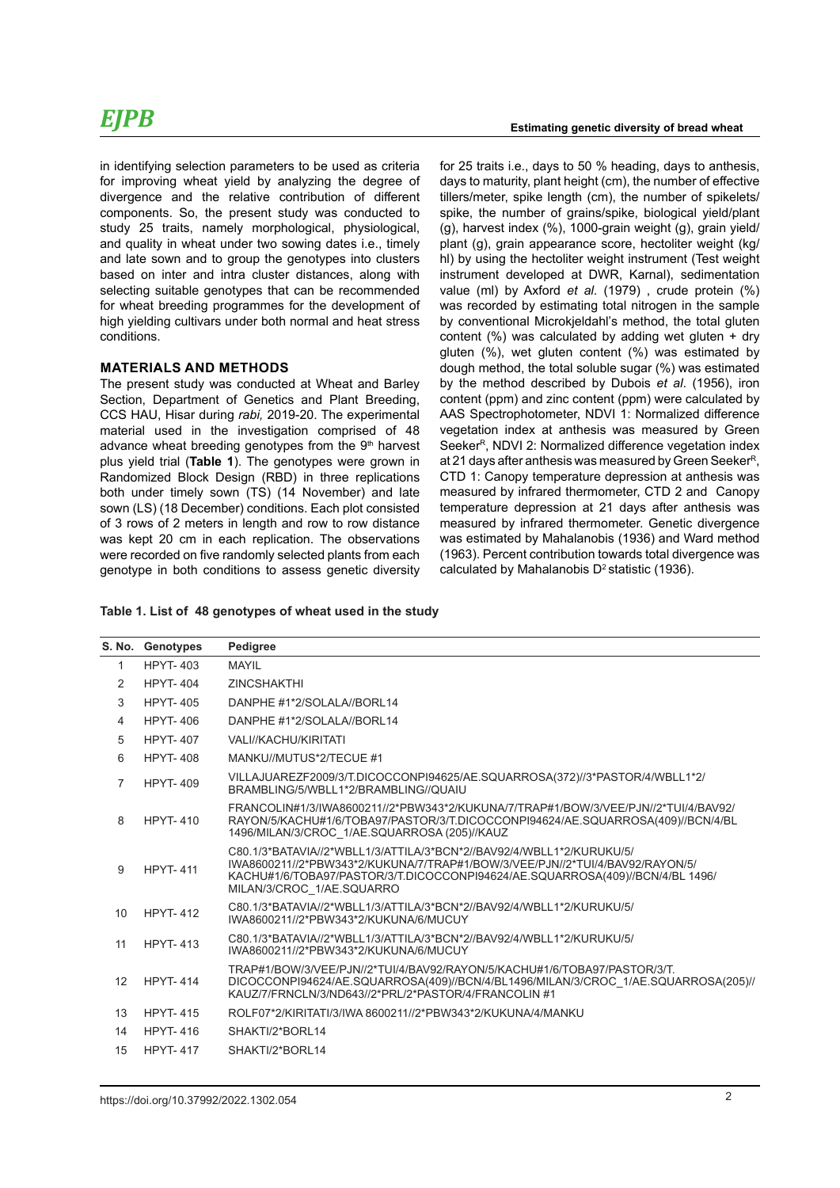in identifying selection parameters to be used as criteria for improving wheat yield by analyzing the degree of divergence and the relative contribution of different components. So, the present study was conducted to study 25 traits, namely morphological, physiological, and quality in wheat under two sowing dates i.e., timely and late sown and to group the genotypes into clusters based on inter and intra cluster distances, along with selecting suitable genotypes that can be recommended for wheat breeding programmes for the development of high yielding cultivars under both normal and heat stress conditions.

## MATERIALS AND METHODS

The present study was conducted at Wheat and Barley Section, Department of Genetics and Plant Breeding, CCS HAU, Hisar during *rabi,* 2019-20. The experimental material used in the investigation comprised of 48 advance wheat breeding genotypes from the 9th harvest plus yield trial (**Table 1**). The genotypes were grown in Randomized Block Design (RBD) in three replications both under timely sown (TS) (14 November) and late sown (LS) (18 December) conditions. Each plot consisted of 3 rows of 2 meters in length and row to row distance was kept 20 cm in each replication. The observations were recorded on five randomly selected plants from each genotype in both conditions to assess genetic diversity for 25 traits i.e., days to 50 % heading, days to anthesis, days to maturity, plant height (cm), the number of effective tillers/meter, spike length (cm), the number of spikelets/spike, the number of grains/spike, biological yield/plant (g), harvest index (%), 1000-grain weight (g), grain yield/plant (g), grain appearance score, hectoliter weight (kg/hl) by using the hectoliter weight instrument (Test weight instrument developed at DWR, Karnal), sedimentation value (ml) by Axford *et al*. (1979) , crude protein (%) was recorded by estimating total nitrogen in the sample by conventional Microkjeldahl's method, the total gluten content (%) was calculated by adding wet gluten + dry gluten (%), wet gluten content (%) was estimated by dough method, the total soluble sugar (%) was estimated by the method described by Dubois *et al*. (1956), iron content (ppm) and zinc content (ppm) were calculated by AAS Spectrophotometer, NDVI 1: Normalized difference vegetation index at anthesis was measured by Green Seeker$^R$, NDVI 2: Normalized difference vegetation index at 21 days after anthesis was measured by Green Seeker$^R$, CTD 1: Canopy temperature depression at anthesis was measured by infrared thermometer, CTD 2 and Canopy temperature depression at 21 days after anthesis was measured by infrared thermometer. Genetic divergence was estimated by Mahalanobis (1936) and Ward method (1963). Percent contribution towards total divergence was calculated by Mahalanobis $D^2$ statistic (1936).

**Table 1. List of 48 genotypes of wheat used in the study**

| S. No. | Genotypes | Pedigree |
|---|---|---|
| 1 | HPYT- 403 | MAYIL |
| 2 | HPYT- 404 | ZINCSHAKTHI |
| 3 | HPYT- 405 | DANPHE #1*2/SOLALA//BORL14 |
| 4 | HPYT- 406 | DANPHE #1*2/SOLALA//BORL14 |
| 5 | HPYT- 407 | VALI//KACHU/KIRITATI |
| 6 | HPYT- 408 | MANKU//MUTUS*2/TECUE #1 |
| 7 | HPYT- 409 | VILLAJUAREZF2009/3/T.DICOCCONPI94625/AE.SQUARROSA(372)//3*PASTOR/4/WBLL1*2/BRAMBLING/5/WBLL1*2/BRAMBLING//QUAIU |
| 8 | HPYT- 410 | FRANCOLIN#1/3/IWA8600211//2*PBW343*2/KUKUNA/7/TRAP#1/BOW/3/VEE/PJN//2*TUI/4/BAV92/RAYON/5/KACHU#1/6/TOBA97/PASTOR/3/T.DICOCCONPI94624/AE.SQUARROSA(409)//BCN/4/BL 1496/MILAN/3/CROC_1/AE.SQUARROSA (205)//KAUZ |
| 9 | HPYT- 411 | C80.1/3*BATAVIA//2*WBLL1/3/ATTILA/3*BCN*2//BAV92/4/WBLL1*2/KURUKU/5/IWA8600211//2*PBW343*2/KUKUNA/7/TRAP#1/BOW/3/VEE/PJN//2*TUI/4/BAV92/RAYON/5/KACHU#1/6/TOBA97/PASTOR/3/T.DICOCCONPI94624/AE.SQUARROSA(409)//BCN/4/BL 1496/MILAN/3/CROC_1/AE.SQUARRO |
| 10 | HPYT- 412 | C80.1/3*BATAVIA//2*WBLL1/3/ATTILA/3*BCN*2//BAV92/4/WBLL1*2/KURUKU/5/IWA8600211//2*PBW343*2/KUKUNA/6/MUCUY |
| 11 | HPYT- 413 | C80.1/3*BATAVIA//2*WBLL1/3/ATTILA/3*BCN*2//BAV92/4/WBLL1*2/KURUKU/5/IWA8600211//2*PBW343*2/KUKUNA/6/MUCUY |
| 12 | HPYT- 414 | TRAP#1/BOW/3/VEE/PJN//2*TUI/4/BAV92/RAYON/5/KACHU#1/6/TOBA97/PASTOR/3/T.DICOCCONPI94624/AE.SQUARROSA(409)//BCN/4/BL1496/MILAN/3/CROC_1/AE.SQUARROSA(205)//KAUZ/7/FRNCLN/3/ND643//2*PRL/2*PASTOR/4/FRANCOLIN #1 |
| 13 | HPYT- 415 | ROLF07*2/KIRITATI/3/IWA 8600211//2*PBW343*2/KUKUNA/4/MANKU |
| 14 | HPYT- 416 | SHAKTI/2*BORL14 |
| 15 | HPYT- 417 | SHAKTI/2*BORL14 |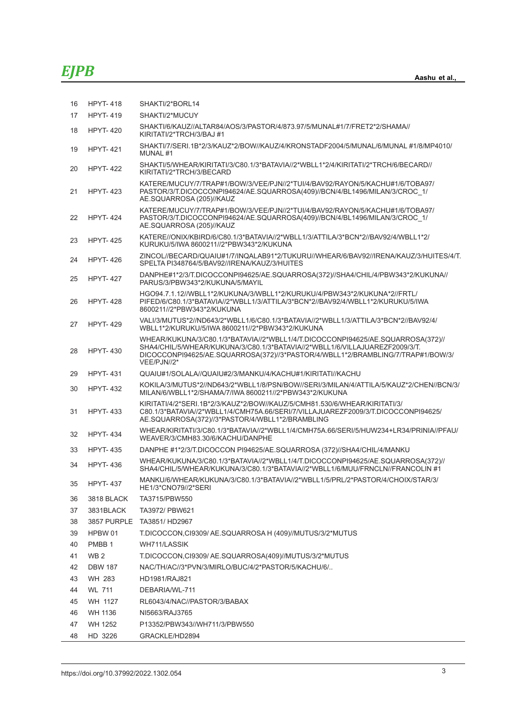| | | |
|---|---|---|
| 16 | HPYT- 418 | SHAKTI/2*BORL14 |
| 17 | HPYT- 419 | SHAKTI/2*MUCUY |
| 18 | HPYT- 420 | SHAKTI/6/KAUZ//ALTAR84/AOS/3/PASTOR/4/873.97/5/MUNAL#1/7/FRET2*2/SHAMA//KIRITATI/2*TRCH/3/BAJ #1 |
| 19 | HPYT- 421 | SHAKTI/7/SERI.1B*2/3/KAUZ*2/BOW//KAUZ/4/KRONSTADF2004/5/MUNAL/6/MUNAL #1/8/MP4010/MUNAL #1 |
| 20 | HPYT- 422 | SHAKTI/5/WHEAR/KIRITATI/3/C80.1/3*BATAVIA//2*WBLL1*2/4/KIRITATI/2*TRCH/6/BECARD//KIRITATI/2*TRCH/3/BECARD |
| 21 | HPYT- 423 | KATERE/MUCUY/7/TRAP#1/BOW/3/VEE/PJN//2*TUI/4/BAV92/RAYON/5/KACHU#1/6/TOBA97/PASTOR/3/T.DICOCCONPI94624/AE.SQUARROSA(409)//BCN/4/BL1496/MILAN/3/CROC_1/AE.SQUARROSA (205)//KAUZ |
| 22 | HPYT- 424 | KATERE/MUCUY/7/TRAP#1/BOW/3/VEE/PJN//2*TUI/4/BAV92/RAYON/5/KACHU#1/6/TOBA97/PASTOR/3/T.DICOCCONPI94624/AE.SQUARROSA(409)//BCN/4/BL1496/MILAN/3/CROC_1/AE.SQUARROSA (205)//KAUZ |
| 23 | HPYT- 425 | KATERE//ONIX/KBIRD/6/C80.1/3*BATAVIA//2*WBLL1/3/ATTILA/3*BCN*2//BAV92/4/WBLL1*2/KURUKU/5/IWA 8600211//2*PBW343*2/KUKUNA |
| 24 | HPYT- 426 | ZINCOL//BECARD/QUAIU#1/7/INQALAB91*2/TUKURU//WHEAR/6/BAV92//IRENA/KAUZ/3/HUITES/4/T.SPELTA PI348764/5/BAV92//IRENA/KAUZ/3/HUITES |
| 25 | HPYT- 427 | DANPHE#1*2/3/T.DICOCCONPI94625/AE.SQUARROSA(372)//SHA4/CHIL/4/PBW343*2/KUKUNA//PARUS/3/PBW343*2/KUKUNA/5/MAYIL |
| 26 | HPYT- 428 | HGO94.7.1.12//WBLL1*2/KUKUNA/3/WBLL1*2/KURUKU/4/PBW343*2/KUKUNA*2//FRTL/PIFED/6/C80.1/3*BATAVIA//2*WBLL1/3/ATTILA/3*BCN*2//BAV92/4/WBLL1*2/KURUKU/5/IWA 8600211//2*PBW343*2/KUKUNA |
| 27 | HPYT- 429 | VALI/3/MUTUS*2//ND643/2*WBLL1/6/C80.1/3*BATAVIA//2*WBLL1/3/ATTILA/3*BCN*2//BAV92/4/WBLL1*2/KURUKU/5/IWA 8600211//2*PBW343*2/KUKUNA |
| 28 | HPYT- 430 | WHEAR/KUKUNA/3/C80.1/3*BATAVIA//2*WBLL1/4/T.DICOCCONPI94625/AE.SQUARROSA(372)//SHA4/CHIL/5/WHEAR/KUKUNA/3/C80.1/3*BATAVIA//2*WBLL1/6/VILLAJUAREZF2009/3/T.DICOCCONPI94625/AE.SQUARROSA(372)//3*PASTOR/4/WBLL1*2/BRAMBLING/7/TRAP#1/BOW/3/VEE/PJN//2* |
| 29 | HPYT- 431 | QUAIU#1/SOLALA//QUAIU#2/3/MANKU/4/KACHU#1/KIRITATI//KACHU |
| 30 | HPYT- 432 | KOKILA/3/MUTUS*2//ND643/2*WBLL1/8/PSN/BOW//SERI/3/MILAN/4/ATTILA/5/KAUZ*2/CHEN//BCN/3/MILAN/6/WBLL1*2/SHAMA/7/IWA 8600211//2*PBW343*2/KUKUNA |
| 31 | HPYT- 433 | KIRITATI/4/2*SERI.1B*2/3/KAUZ*2/BOW//KAUZ/5/CMH81.530/6/WHEAR/KIRITATI/3/C80.1/3*BATAVIA//2*WBLL1/4/CMH75A.66/SERI/7/VILLAJUAREZF2009/3/T.DICOCCONPI94625/AE.SQUARROSA(372)//3*PASTOR/4/WBLL1*2/BRAMBLING |
| 32 | HPYT- 434 | WHEAR/KIRITATI/3/C80.1/3*BATAVIA//2*WBLL1/4/CMH75A.66/SERI/5/HUW234+LR34/PRINIA//PFAU/WEAVER/3/CMH83.30/6/KACHU/DANPHE |
| 33 | HPYT- 435 | DANPHE #1*2/3/T.DICOCCON PI94625/AE.SQUARROSA (372)//SHA4/CHIL/4/MANKU |
| 34 | HPYT- 436 | WHEAR/KUKUNA/3/C80.1/3*BATAVIA//2*WBLL1/4/T.DICOCCONPI94625/AE.SQUARROSA(372)//SHA4/CHIL/5/WHEAR/KUKUNA/3/C80.1/3*BATAVIA//2*WBLL1/6/MUU/FRNCLN//FRANCOLIN #1 |
| 35 | HPYT- 437 | MANKU/6/WHEAR/KUKUNA/3/C80.1/3*BATAVIA//2*WBLL1/5/PRL/2*PASTOR/4/CHOIX/STAR/3/HE1/3*CNO79//2*SERI |
| 36 | 3818 BLACK | TA3715/PBW550 |
| 37 | 3831BLACK | TA3972/ PBW621 |
| 38 | 3857 PURPLE | TA3851/ HD2967 |
| 39 | HPBW 01 | T.DICOCCON,CI9309/ AE.SQUARROSA H (409)//MUTUS/3/2*MUTUS |
| 40 | PMBB 1 | WH711/LASSIK |
| 41 | WB 2 | T.DICOCCON,CI9309/ AE.SQUARROSA(409)//MUTUS/3/2*MUTUS |
| 42 | DBW 187 | NAC/TH/AC//3*PVN/3/MIRLO/BUC/4/2*PASTOR/5/KACHU/6/.. |
| 43 | WH 283 | HD1981/RAJ821 |
| 44 | WL 711 | DEBARIA/WL-711 |
| 45 | WH 1127 | RL6043/4/NAC//PASTOR/3/BABAX |
| 46 | WH 1136 | NI5663/RAJ3765 |
| 47 | WH 1252 | P13352/PBW343//WH711/3/PBW550 |
| 48 | HD 3226 | GRACKLE/HD2894 |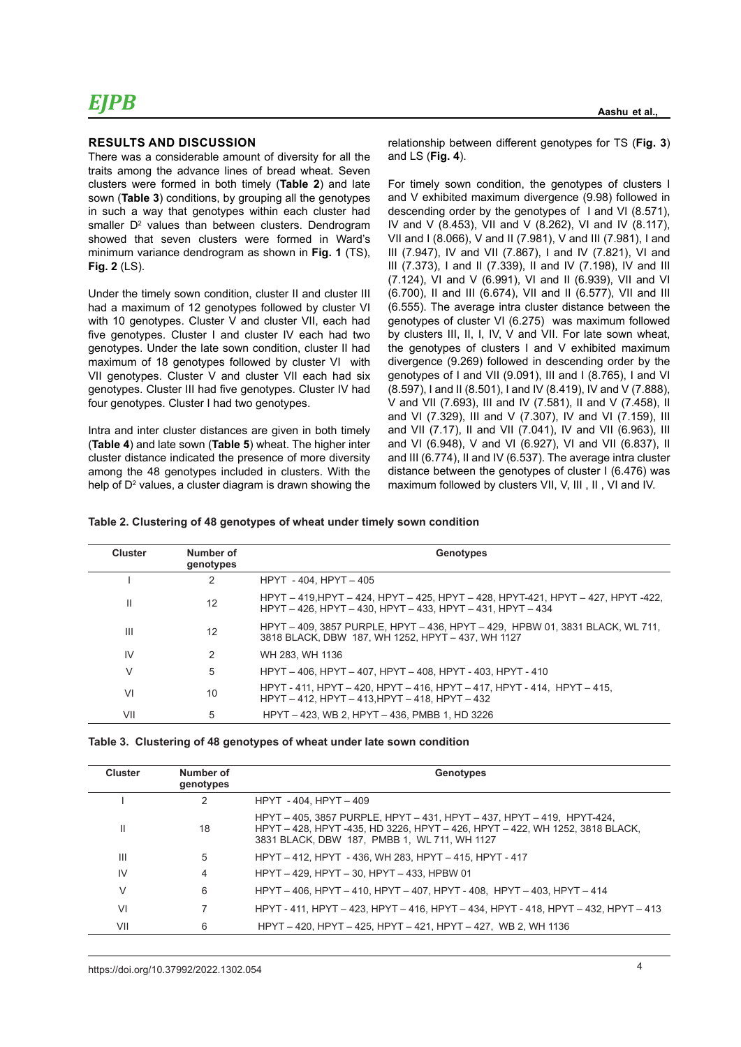## RESULTS AND DISCUSSION

There was a considerable amount of diversity for all the traits among the advance lines of bread wheat. Seven clusters were formed in both timely (**Table 2**) and late sown (**Table 3**) conditions, by grouping all the genotypes in such a way that genotypes within each cluster had smaller $D^2$ values than between clusters. Dendrogram showed that seven clusters were formed in Ward's minimum variance dendrogram as shown in **Fig. 1** (TS), **Fig. 2** (LS).

Under the timely sown condition, cluster II and cluster III had a maximum of 12 genotypes followed by cluster VI with 10 genotypes. Cluster V and cluster VII, each had five genotypes. Cluster I and cluster IV each had two genotypes. Under the late sown condition, cluster II had maximum of 18 genotypes followed by cluster VI with VII genotypes. Cluster V and cluster VII each had six genotypes. Cluster III had five genotypes. Cluster IV had four genotypes. Cluster I had two genotypes.

Intra and inter cluster distances are given in both timely (**Table 4**) and late sown (**Table 5**) wheat. The higher inter cluster distance indicated the presence of more diversity among the 48 genotypes included in clusters. With the help of $D^2$ values, a cluster diagram is drawn showing the relationship between different genotypes for TS (**Fig. 3**) and LS (**Fig. 4**).

For timely sown condition, the genotypes of clusters I and V exhibited maximum divergence (9.98) followed in descending order by the genotypes of I and VI (8.571), IV and V (8.453), VII and V (8.262), VI and IV (8.117), VII and I (8.066), V and II (7.981), V and III (7.981), I and III (7.947), IV and VII (7.867), I and IV (7.821), VI and III (7.373), I and II (7.339), II and IV (7.198), IV and III (7.124), VI and V (6.991), VI and II (6.939), VII and VI (6.700), II and III (6.674), VII and II (6.577), VII and III (6.555). The average intra cluster distance between the genotypes of cluster VI (6.275) was maximum followed by clusters III, II, I, IV, V and VII. For late sown wheat, the genotypes of clusters I and V exhibited maximum divergence (9.269) followed in descending order by the genotypes of I and VII (9.091), III and I (8.765), I and VI (8.597), I and II (8.501), I and IV (8.419), IV and V (7.888), V and VII (7.693), III and IV (7.581), II and V (7.458), II and VI (7.329), III and V (7.307), IV and VI (7.159), III and VII (7.17), II and VII (7.041), IV and VII (6.963), III and VI (6.948), V and VI (6.927), VI and VII (6.837), II and III (6.774), II and IV (6.537). The average intra cluster distance between the genotypes of cluster I (6.476) was maximum followed by clusters VII, V, III , II , VI and IV.

**Table 2. Clustering of 48 genotypes of wheat under timely sown condition**

| Cluster | Number of genotypes | Genotypes |
|---|---|---|
| I | 2 | HPYT - 404, HPYT – 405 |
| II | 12 | HPYT – 419,HPYT – 424, HPYT – 425, HPYT – 428, HPYT-421, HPYT – 427, HPYT -422, HPYT – 426, HPYT – 430, HPYT – 433, HPYT – 431, HPYT – 434 |
| III | 12 | HPYT – 409, 3857 PURPLE, HPYT – 436, HPYT – 429, HPBW 01, 3831 BLACK, WL 711, 3818 BLACK, DBW 187, WH 1252, HPYT – 437, WH 1127 |
| IV | 2 | WH 283, WH 1136 |
| V | 5 | HPYT – 406, HPYT – 407, HPYT – 408, HPYT - 403, HPYT - 410 |
| VI | 10 | HPYT - 411, HPYT – 420, HPYT – 416, HPYT – 417, HPYT - 414, HPYT – 415, HPYT – 412, HPYT – 413,HPYT – 418, HPYT – 432 |
| VII | 5 | HPYT – 423, WB 2, HPYT – 436, PMBB 1, HD 3226 |

**Table 3. Clustering of 48 genotypes of wheat under late sown condition**

| Cluster | Number of genotypes | Genotypes |
|---|---|---|
| I | 2 | HPYT - 404, HPYT – 409 |
| II | 18 | HPYT – 405, 3857 PURPLE, HPYT – 431, HPYT – 437, HPYT – 419, HPYT-424, HPYT – 428, HPYT -435, HD 3226, HPYT – 426, HPYT – 422, WH 1252, 3818 BLACK, 3831 BLACK, DBW 187, PMBB 1, WL 711, WH 1127 |
| III | 5 | HPYT – 412, HPYT - 436, WH 283, HPYT – 415, HPYT - 417 |
| IV | 4 | HPYT – 429, HPYT – 30, HPYT – 433, HPBW 01 |
| V | 6 | HPYT – 406, HPYT – 410, HPYT – 407, HPYT - 408, HPYT – 403, HPYT – 414 |
| VI | 7 | HPYT - 411, HPYT – 423, HPYT – 416, HPYT – 434, HPYT - 418, HPYT – 432, HPYT – 413 |
| VII | 6 | HPYT – 420, HPYT – 425, HPYT – 421, HPYT – 427, WB 2, WH 1136 |

https://doi.org/10.37992/2022.1302.054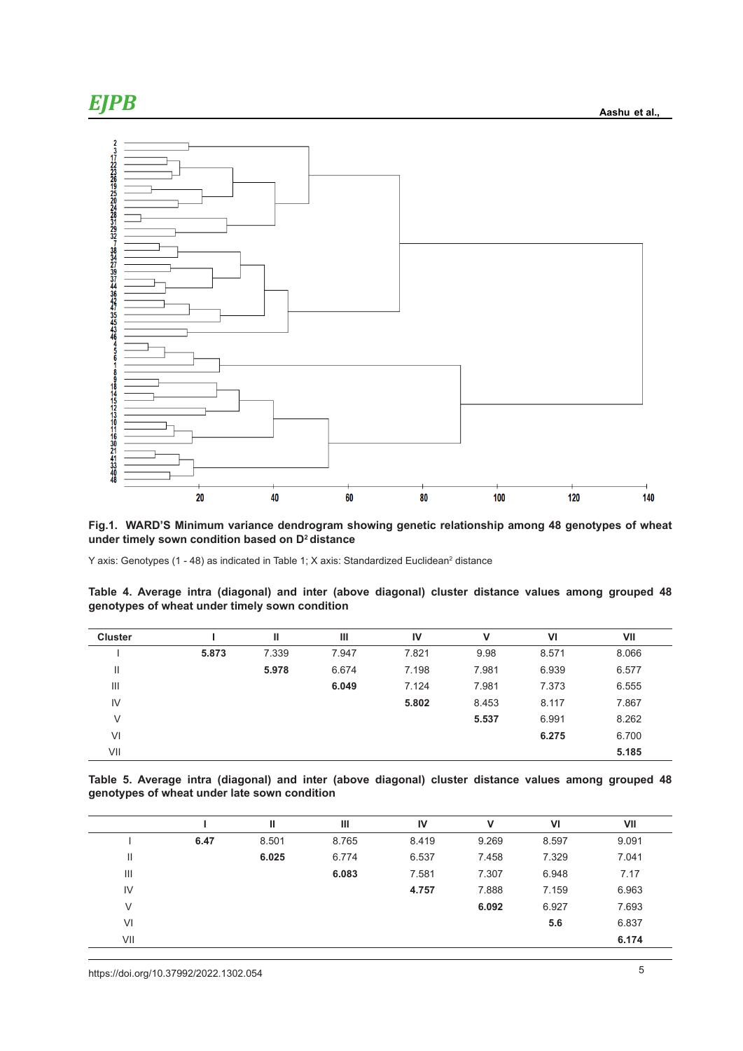**Fig.1. WARD'S Minimum variance dendrogram showing genetic relationship among 48 genotypes of wheat under timely sown condition based on $D^2$ distance**

Y axis: Genotypes (1 - 48) as indicated in Table 1; X axis: Standardized Euclidean$^2$ distance

**Table 4. Average intra (diagonal) and inter (above diagonal) cluster distance values among grouped 48 genotypes of wheat under timely sown condition**

| Cluster | I | II | III | IV | V | VI | VII |
|---|---|---|---|---|---|---|---|
| I | **5.873** | 7.339 | 7.947 | 7.821 | 9.98 | 8.571 | 8.066 |
| II | | **5.978** | 6.674 | 7.198 | 7.981 | 6.939 | 6.577 |
| III | | | **6.049** | 7.124 | 7.981 | 7.373 | 6.555 |
| IV | | | | **5.802** | 8.453 | 8.117 | 7.867 |
| V | | | | | **5.537** | 6.991 | 8.262 |
| VI | | | | | | **6.275** | 6.700 |
| VII | | | | | | | **5.185** |

**Table 5. Average intra (diagonal) and inter (above diagonal) cluster distance values among grouped 48 genotypes of wheat under late sown condition**

| | I | II | III | IV | V | VI | VII |
|---|---|---|---|---|---|---|---|
| I | **6.47** | 8.501 | 8.765 | 8.419 | 9.269 | 8.597 | 9.091 |
| II | | **6.025** | 6.774 | 6.537 | 7.458 | 7.329 | 7.041 |
| III | | | **6.083** | 7.581 | 7.307 | 6.948 | 7.17 |
| IV | | | | **4.757** | 7.888 | 7.159 | 6.963 |
| V | | | | | **6.092** | 6.927 | 7.693 |
| VI | | | | | | **5.6** | 6.837 |
| VII | | | | | | | **6.174** |

https://doi.org/10.37992/2022.1302.054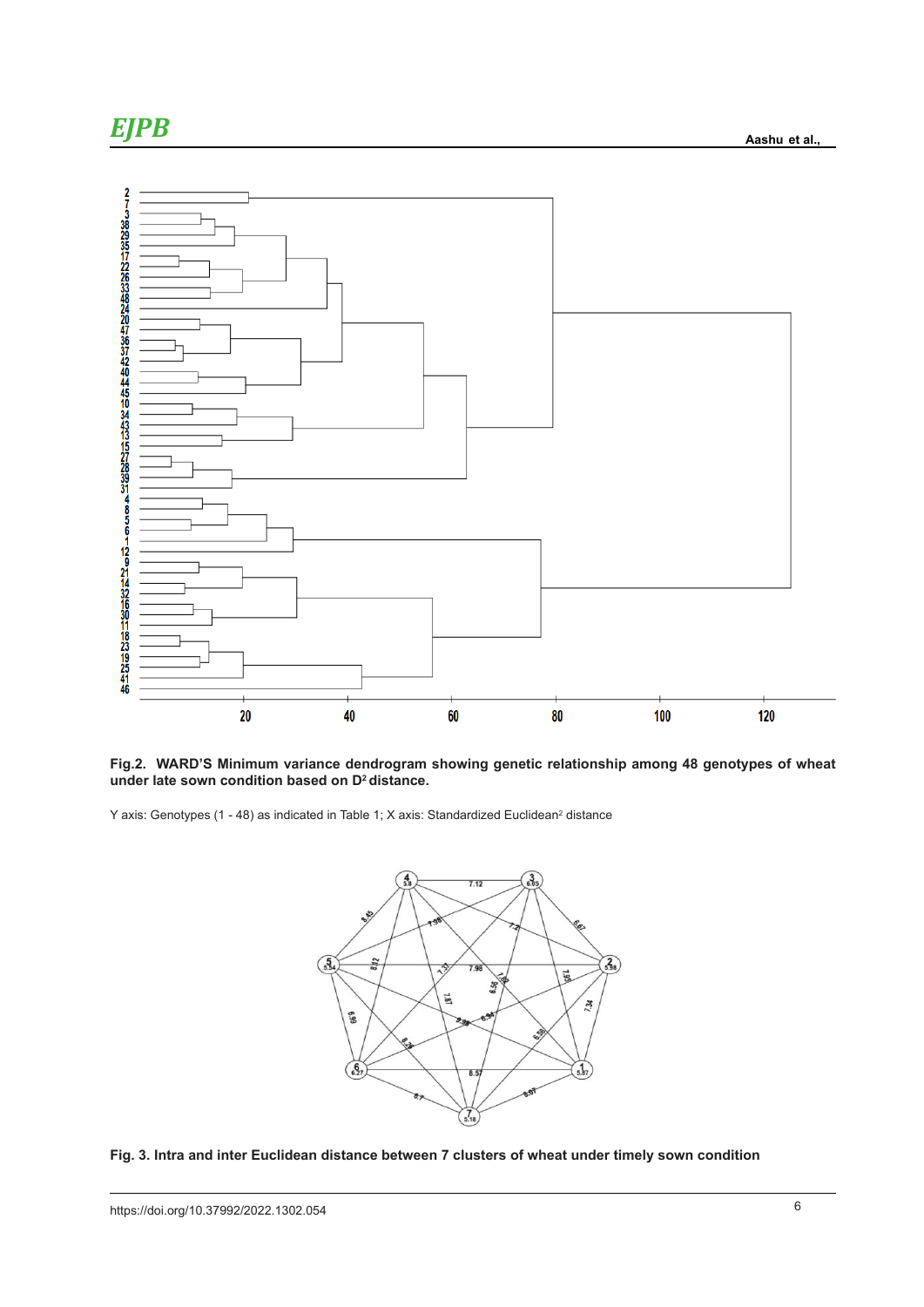**Fig.2. WARD'S Minimum variance dendrogram showing genetic relationship among 48 genotypes of wheat under late sown condition based on $D^2$ distance.**

Y axis: Genotypes (1 - 48) as indicated in Table 1; X axis: Standardized Euclidean$^2$ distance

**Fig. 3. Intra and inter Euclidean distance between 7 clusters of wheat under timely sown condition**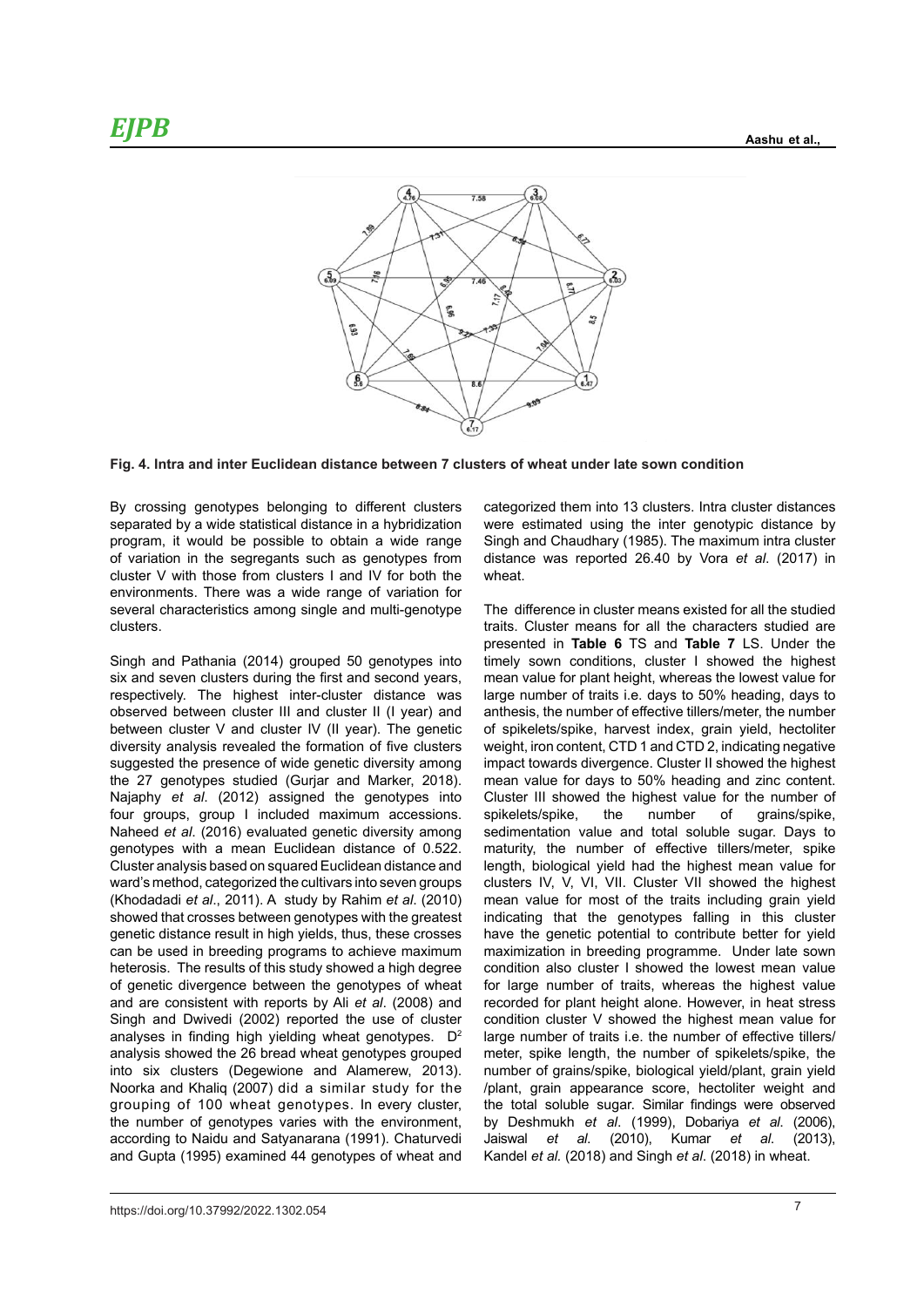**Fig. 4. Intra and inter Euclidean distance between 7 clusters of wheat under late sown condition**

By crossing genotypes belonging to different clusters separated by a wide statistical distance in a hybridization program, it would be possible to obtain a wide range of variation in the segregants such as genotypes from cluster V with those from clusters I and IV for both the environments. There was a wide range of variation for several characteristics among single and multi-genotype clusters.

Singh and Pathania (2014) grouped 50 genotypes into six and seven clusters during the first and second years, respectively. The highest inter-cluster distance was observed between cluster III and cluster II (I year) and between cluster V and cluster IV (II year). The genetic diversity analysis revealed the formation of five clusters suggested the presence of wide genetic diversity among the 27 genotypes studied (Gurjar and Marker, 2018). Najaphy *et al*. (2012) assigned the genotypes into four groups, group I included maximum accessions. Naheed *et al*. (2016) evaluated genetic diversity among genotypes with a mean Euclidean distance of 0.522. Cluster analysis based on squared Euclidean distance and ward's method, categorized the cultivars into seven groups (Khodadadi *et al*., 2011). A study by Rahim *et al*. (2010) showed that crosses between genotypes with the greatest genetic distance result in high yields, thus, these crosses can be used in breeding programs to achieve maximum heterosis. The results of this study showed a high degree of genetic divergence between the genotypes of wheat and are consistent with reports by Ali *et al*. (2008) and Singh and Dwivedi (2002) reported the use of cluster analyses in finding high yielding wheat genotypes. $D^2$ analysis showed the 26 bread wheat genotypes grouped into six clusters (Degewione and Alamerew, 2013). Noorka and Khaliq (2007) did a similar study for the grouping of 100 wheat genotypes. In every cluster, the number of genotypes varies with the environment, according to Naidu and Satyanarana (1991). Chaturvedi and Gupta (1995) examined 44 genotypes of wheat and categorized them into 13 clusters. Intra cluster distances were estimated using the inter genotypic distance by Singh and Chaudhary (1985). The maximum intra cluster distance was reported 26.40 by Vora *et al*. (2017) in wheat.

The difference in cluster means existed for all the studied traits. Cluster means for all the characters studied are presented in **Table 6** TS and **Table 7** LS. Under the timely sown conditions, cluster I showed the highest mean value for plant height, whereas the lowest value for large number of traits i.e. days to 50% heading, days to anthesis, the number of effective tillers/meter, the number of spikelets/spike, harvest index, grain yield, hectoliter weight, iron content, CTD 1 and CTD 2, indicating negative impact towards divergence. Cluster II showed the highest mean value for days to 50% heading and zinc content. Cluster III showed the highest value for the number of spikelets/spike, the number of grains/spike, sedimentation value and total soluble sugar. Days to maturity, the number of effective tillers/meter, spike length, biological yield had the highest mean value for clusters IV, V, VI, VII. Cluster VII showed the highest mean value for most of the traits including grain yield indicating that the genotypes falling in this cluster have the genetic potential to contribute better for yield maximization in breeding programme. Under late sown condition also cluster I showed the lowest mean value for large number of traits, whereas the highest value recorded for plant height alone. However, in heat stress condition cluster V showed the highest mean value for large number of traits i.e. the number of effective tillers/meter, spike length, the number of spikelets/spike, the number of grains/spike, biological yield/plant, grain yield /plant, grain appearance score, hectoliter weight and the total soluble sugar. Similar findings were observed by Deshmukh *et al*. (1999), Dobariya *et al.* (2006), Jaiswal *et al.* (2010), Kumar *et al.* (2013), Kandel *et al.* (2018) and Singh *et al*. (2018) in wheat.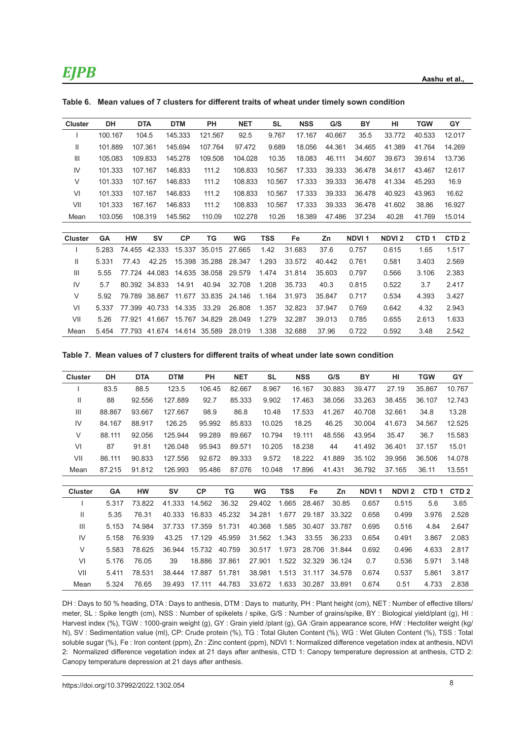**Table 6. Mean values of 7 clusters for different traits of wheat under timely sown condition**

| Cluster | DH | DTA | DTM | PH | NET | SL | NSS | G/S | BY | HI | TGW | GY |
|---|---|---|---|---|---|---|---|---|---|---|---|---|
| I | 100.167 | 104.5 | 145.333 | 121.567 | 92.5 | 9.767 | 17.167 | 40.667 | 35.5 | 33.772 | 40.533 | 12.017 |
| II | 101.889 | 107.361 | 145.694 | 107.764 | 97.472 | 9.689 | 18.056 | 44.361 | 34.465 | 41.389 | 41.764 | 14.269 |
| III | 105.083 | 109.833 | 145.278 | 109.508 | 104.028 | 10.35 | 18.083 | 46.111 | 34.607 | 39.673 | 39.614 | 13.736 |
| IV | 101.333 | 107.167 | 146.833 | 111.2 | 108.833 | 10.567 | 17.333 | 39.333 | 36.478 | 34.617 | 43.467 | 12.617 |
| V | 101.333 | 107.167 | 146.833 | 111.2 | 108.833 | 10.567 | 17.333 | 39.333 | 36.478 | 41.334 | 45.293 | 16.9 |
| VI | 101.333 | 107.167 | 146.833 | 111.2 | 108.833 | 10.567 | 17.333 | 39.333 | 36.478 | 40.923 | 43.963 | 16.62 |
| VII | 101.333 | 167.167 | 146.833 | 111.2 | 108.833 | 10.567 | 17.333 | 39.333 | 36.478 | 41.602 | 38.86 | 16.927 |
| Mean | 103.056 | 108.319 | 145.562 | 110.09 | 102.278 | 10.26 | 18.389 | 47.486 | 37.234 | 40.28 | 41.769 | 15.014 |

| Cluster | GA | HW | SV | CP | TG | WG | TSS | Fe | Zn | NDVI 1 | NDVI 2 | CTD 1 | CTD 2 |
|---|---|---|---|---|---|---|---|---|---|---|---|---|---|
| I | 5.283 | 74.455 | 42.333 | 15.337 | 35.015 | 27.665 | 1.42 | 31.683 | 37.6 | 0.757 | 0.615 | 1.65 | 1.517 |
| II | 5.331 | 77.43 | 42.25 | 15.398 | 35.288 | 28.347 | 1.293 | 33.572 | 40.442 | 0.761 | 0.581 | 3.403 | 2.569 |
| III | 5.55 | 77.724 | 44.083 | 14.635 | 38.058 | 29.579 | 1.474 | 31.814 | 35.603 | 0.797 | 0.566 | 3.106 | 2.383 |
| IV | 5.7 | 80.392 | 34.833 | 14.91 | 40.94 | 32.708 | 1.208 | 35.733 | 40.3 | 0.815 | 0.522 | 3.7 | 2.417 |
| V | 5.92 | 79.789 | 38.867 | 11.677 | 33.835 | 24.146 | 1.164 | 31.973 | 35.847 | 0.717 | 0.534 | 4.393 | 3.427 |
| VI | 5.337 | 77.399 | 40.733 | 14.335 | 33.29 | 26.808 | 1.357 | 32.823 | 37.947 | 0.769 | 0.642 | 4.32 | 2.943 |
| VII | 5.26 | 77.921 | 41.667 | 15.767 | 34.829 | 28.049 | 1.279 | 32.287 | 39.013 | 0.785 | 0.655 | 2.613 | 1.633 |
| Mean | 5.454 | 77.793 | 41.674 | 14.614 | 35.589 | 28.019 | 1.338 | 32.688 | 37.96 | 0.722 | 0.592 | 3.48 | 2.542 |

**Table 7. Mean values of 7 clusters for different traits of wheat under late sown condition**

| Cluster | DH | DTA | DTM | PH | NET | SL | NSS | G/S | BY | HI | TGW | GY |
|---|---|---|---|---|---|---|---|---|---|---|---|---|
| I | 83.5 | 88.5 | 123.5 | 106.45 | 82.667 | 8.967 | 16.167 | 30.883 | 39.477 | 27.19 | 35.867 | 10.767 |
| II | 88 | 92.556 | 127.889 | 92.7 | 85.333 | 9.902 | 17.463 | 38.056 | 33.263 | 38.455 | 36.107 | 12.743 |
| III | 88.867 | 93.667 | 127.667 | 98.9 | 86.8 | 10.48 | 17.533 | 41.267 | 40.708 | 32.661 | 34.8 | 13.28 |
| IV | 84.167 | 88.917 | 126.25 | 95.992 | 85.833 | 10.025 | 18.25 | 46.25 | 30.004 | 41.673 | 34.567 | 12.525 |
| V | 88.111 | 92.056 | 125.944 | 99.289 | 89.667 | 10.794 | 19.111 | 48.556 | 43.954 | 35.47 | 36.7 | 15.583 |
| VI | 87 | 91.81 | 126.048 | 95.943 | 89.571 | 10.205 | 18.238 | 44 | 41.492 | 36.401 | 37.157 | 15.01 |
| VII | 86.111 | 90.833 | 127.556 | 92.672 | 89.333 | 9.572 | 18.222 | 41.889 | 35.102 | 39.956 | 36.506 | 14.078 |
| Mean | 87.215 | 91.812 | 126.993 | 95.486 | 87.076 | 10.048 | 17.896 | 41.431 | 36.792 | 37.165 | 36.11 | 13.551 |

| Cluster | GA | HW | SV | CP | TG | WG | TSS | Fe | Zn | NDVI 1 | NDVI 2 | CTD 1 | CTD 2 |
|---|---|---|---|---|---|---|---|---|---|---|---|---|---|
| I | 5.317 | 73.822 | 41.333 | 14.562 | 36.32 | 29.402 | 1.665 | 28.467 | 30.85 | 0.657 | 0.515 | 5.6 | 3.65 |
| II | 5.35 | 76.31 | 40.333 | 16.833 | 45.232 | 34.281 | 1.677 | 29.187 | 33.322 | 0.658 | 0.499 | 3.976 | 2.528 |
| III | 5.153 | 74.984 | 37.733 | 17.359 | 51.731 | 40.368 | 1.585 | 30.407 | 33.787 | 0.695 | 0.516 | 4.84 | 2.647 |
| IV | 5.158 | 76.939 | 43.25 | 17.129 | 45.959 | 31.562 | 1.343 | 33.55 | 36.233 | 0.654 | 0.491 | 3.867 | 2.083 |
| V | 5.583 | 78.625 | 36.944 | 15.732 | 40.759 | 30.517 | 1.973 | 28.706 | 31.844 | 0.692 | 0.496 | 4.633 | 2.817 |
| VI | 5.176 | 76.05 | 39 | 18.886 | 37.861 | 27.901 | 1.522 | 32.329 | 36.124 | 0.7 | 0.536 | 5.971 | 3.148 |
| VII | 5.411 | 78.531 | 38.444 | 17.887 | 51.781 | 38.981 | 1.513 | 31.117 | 34.578 | 0.674 | 0.537 | 5.861 | 3.817 |
| Mean | 5.324 | 76.65 | 39.493 | 17.111 | 44.783 | 33.672 | 1.633 | 30.287 | 33.891 | 0.674 | 0.51 | 4.733 | 2.838 |

DH : Days to 50 % heading, DTA : Days to anthesis, DTM : Days to maturity, PH : Plant height (cm), NET : Number of effective tillers/ meter, SL : Spike length (cm), NSS : Number of spikelets / spike, G/S : Number of grains/spike, BY : Biological yield/plant (g), HI : Harvest index (%), TGW : 1000-grain weight (g), GY : Grain yield /plant (g), GA :Grain appearance score, HW : Hectoliter weight (kg/ hl), SV : Sedimentation value (ml), CP: Crude protein (%), TG : Total Gluten Content (%), WG : Wet Gluten Content (%), TSS : Total soluble sugar (%), Fe : Iron content (ppm), Zn : Zinc content (ppm), NDVI 1: Normalized difference vegetation index at anthesis, NDVI 2: Normalized difference vegetation index at 21 days after anthesis, CTD 1: Canopy temperature depression at anthesis, CTD 2: Canopy temperature depression at 21 days after anthesis.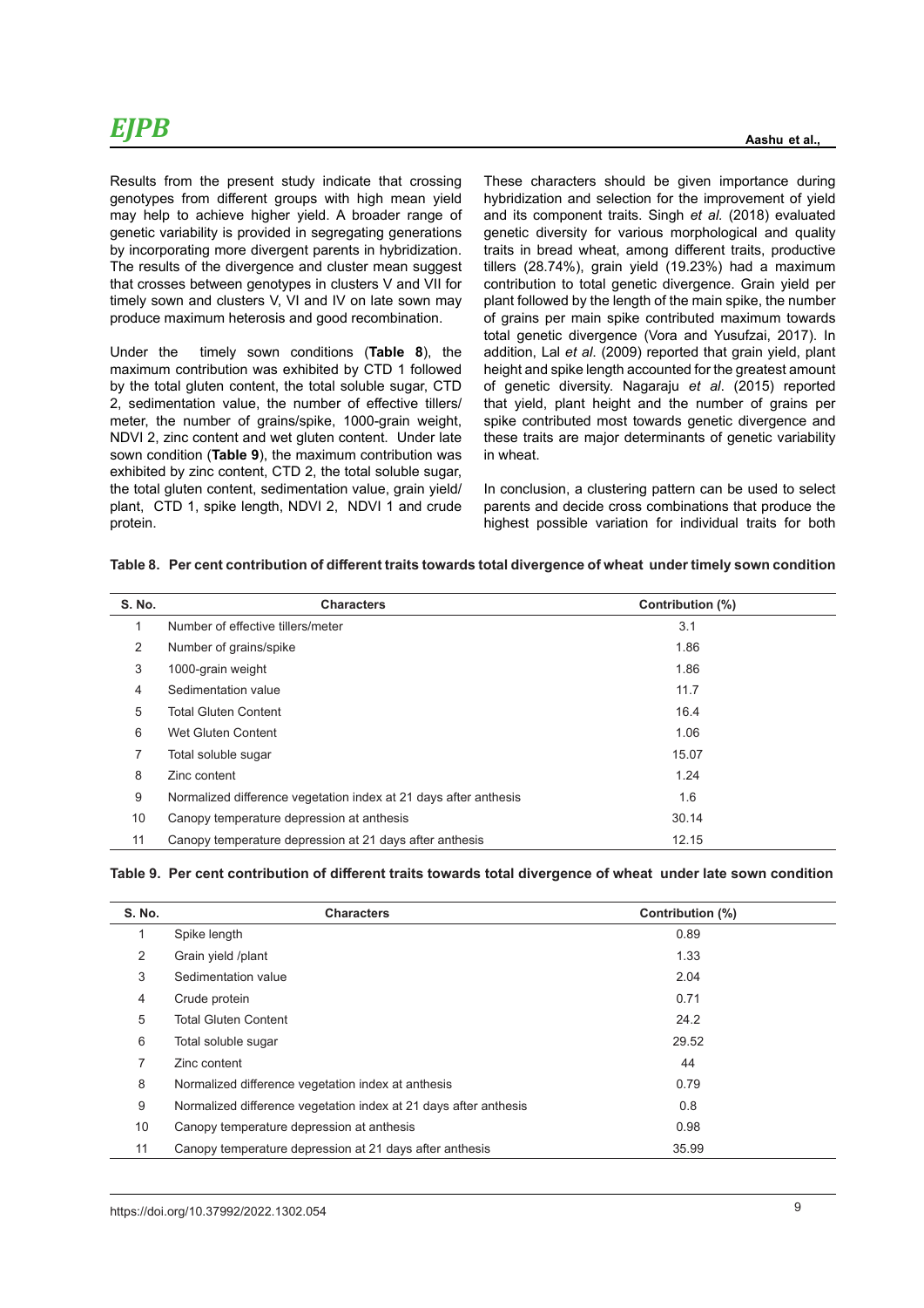Results from the present study indicate that crossing genotypes from different groups with high mean yield may help to achieve higher yield. A broader range of genetic variability is provided in segregating generations by incorporating more divergent parents in hybridization. The results of the divergence and cluster mean suggest that crosses between genotypes in clusters V and VII for timely sown and clusters V, VI and IV on late sown may produce maximum heterosis and good recombination.

Under the timely sown conditions (**Table 8**), the maximum contribution was exhibited by CTD 1 followed by the total gluten content, the total soluble sugar, CTD 2, sedimentation value, the number of effective tillers/meter, the number of grains/spike, 1000-grain weight, NDVI 2, zinc content and wet gluten content. Under late sown condition (**Table 9**), the maximum contribution was exhibited by zinc content, CTD 2, the total soluble sugar, the total gluten content, sedimentation value, grain yield/plant, CTD 1, spike length, NDVI 2, NDVI 1 and crude protein.

These characters should be given importance during hybridization and selection for the improvement of yield and its component traits. Singh *et al.* (2018) evaluated genetic diversity for various morphological and quality traits in bread wheat, among different traits, productive tillers (28.74%), grain yield (19.23%) had a maximum contribution to total genetic divergence. Grain yield per plant followed by the length of the main spike, the number of grains per main spike contributed maximum towards total genetic divergence (Vora and Yusufzai, 2017). In addition, Lal *et al.* (2009) reported that grain yield, plant height and spike length accounted for the greatest amount of genetic diversity. Nagaraju *et al.* (2015) reported that yield, plant height and the number of grains per spike contributed most towards genetic divergence and these traits are major determinants of genetic variability in wheat.

In conclusion, a clustering pattern can be used to select parents and decide cross combinations that produce the highest possible variation for individual traits for both

**Table 8. Per cent contribution of different traits towards total divergence of wheat under timely sown condition**

| S. No. | Characters | Contribution (%) |
|---|---|---|
| 1 | Number of effective tillers/meter | 3.1 |
| 2 | Number of grains/spike | 1.86 |
| 3 | 1000-grain weight | 1.86 |
| 4 | Sedimentation value | 11.7 |
| 5 | Total Gluten Content | 16.4 |
| 6 | Wet Gluten Content | 1.06 |
| 7 | Total soluble sugar | 15.07 |
| 8 | Zinc content | 1.24 |
| 9 | Normalized difference vegetation index at 21 days after anthesis | 1.6 |
| 10 | Canopy temperature depression at anthesis | 30.14 |
| 11 | Canopy temperature depression at 21 days after anthesis | 12.15 |

**Table 9. Per cent contribution of different traits towards total divergence of wheat under late sown condition**

| S. No. | Characters | Contribution (%) |
|---|---|---|
| 1 | Spike length | 0.89 |
| 2 | Grain yield /plant | 1.33 |
| 3 | Sedimentation value | 2.04 |
| 4 | Crude protein | 0.71 |
| 5 | Total Gluten Content | 24.2 |
| 6 | Total soluble sugar | 29.52 |
| 7 | Zinc content | 44 |
| 8 | Normalized difference vegetation index at anthesis | 0.79 |
| 9 | Normalized difference vegetation index at 21 days after anthesis | 0.8 |
| 10 | Canopy temperature depression at anthesis | 0.98 |
| 11 | Canopy temperature depression at 21 days after anthesis | 35.99 |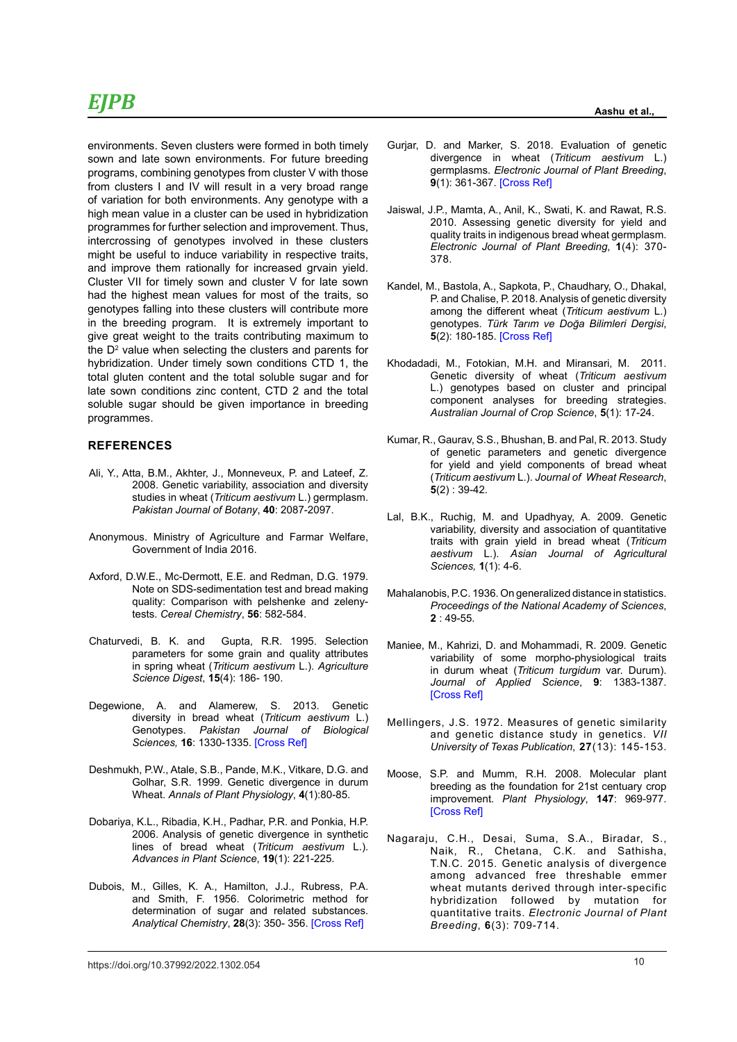environments. Seven clusters were formed in both timely sown and late sown environments. For future breeding programs, combining genotypes from cluster V with those from clusters I and IV will result in a very broad range of variation for both environments. Any genotype with a high mean value in a cluster can be used in hybridization programmes for further selection and improvement. Thus, intercrossing of genotypes involved in these clusters might be useful to induce variability in respective traits, and improve them rationally for increased grvain yield. Cluster VII for timely sown and cluster V for late sown had the highest mean values for most of the traits, so genotypes falling into these clusters will contribute more in the breeding program. It is extremely important to give great weight to the traits contributing maximum to the $D^2$ value when selecting the clusters and parents for hybridization. Under timely sown conditions CTD 1, the total gluten content and the total soluble sugar and for late sown conditions zinc content, CTD 2 and the total soluble sugar should be given importance in breeding programmes.

## REFERENCES

Ali, Y., Atta, B.M., Akhter, J., Monneveux, P. and Lateef, Z. 2008. Genetic variability, association and diversity studies in wheat (*Triticum aestivum* L.) germplasm. *Pakistan Journal of Botany*, **40**: 2087-2097.

Anonymous. Ministry of Agriculture and Farmar Welfare, Government of India 2016.

Axford, D.W.E., Mc-Dermott, E.E. and Redman, D.G. 1979. Note on SDS-sedimentation test and bread making quality: Comparison with pelshenke and zeleny-tests. *Cereal Chemistry*, **56**: 582-584.

Chaturvedi, B. K. and Gupta, R.R. 1995. Selection parameters for some grain and quality attributes in spring wheat (*Triticum aestivum* L.). *Agriculture Science Digest*, **15**(4): 186- 190.

Degewione, A. and Alamerew, S. 2013. Genetic diversity in bread wheat (*Triticum aestivum* L.) Genotypes. *Pakistan Journal of Biological Sciences,* **16**: 1330-1335. [Cross Ref]

Deshmukh, P.W., Atale, S.B., Pande, M.K., Vitkare, D.G. and Golhar, S.R. 1999. Genetic divergence in durum Wheat. *Annals of Plant Physiology*, **4**(1):80-85.

Dobariya, K.L., Ribadia, K.H., Padhar, P.R. and Ponkia, H.P. 2006. Analysis of genetic divergence in synthetic lines of bread wheat (*Triticum aestivum* L.). *Advances in Plant Science*, **19**(1): 221-225.

Dubois, M., Gilles, K. A., Hamilton, J.J., Rubress, P.A. and Smith, F. 1956. Colorimetric method for determination of sugar and related substances. *Analytical Chemistry*, **28**(3): 350- 356. [Cross Ref]

Gurjar, D. and Marker, S. 2018. Evaluation of genetic divergence in wheat (*Triticum aestivum* L.) germplasms. *Electronic Journal of Plant Breeding*, **9**(1): 361-367. [Cross Ref]

Jaiswal, J.P., Mamta, A., Anil, K., Swati, K. and Rawat, R.S. 2010. Assessing genetic diversity for yield and quality traits in indigenous bread wheat germplasm. *Electronic Journal of Plant Breeding*, **1**(4): 370-378.

Kandel, M., Bastola, A., Sapkota, P., Chaudhary, O., Dhakal, P. and Chalise, P. 2018. Analysis of genetic diversity among the different wheat (*Triticum aestivum* L.) genotypes. *Türk Tarım ve Doğa Bilimleri Dergisi*, **5**(2): 180-185. [Cross Ref]

Khodadadi, M., Fotokian, M.H. and Miransari, M. 2011. Genetic diversity of wheat (*Triticum aestivum* L.) genotypes based on cluster and principal component analyses for breeding strategies. *Australian Journal of Crop Science*, **5**(1): 17-24.

Kumar, R., Gaurav, S.S., Bhushan, B. and Pal, R. 2013. Study of genetic parameters and genetic divergence for yield and yield components of bread wheat (*Triticum aestivum* L.). *Journal of Wheat Research*, **5**(2) : 39-42.

Lal, B.K., Ruchig, M. and Upadhyay, A. 2009. Genetic variability, diversity and association of quantitative traits with grain yield in bread wheat (*Triticum aestivum* L.). *Asian Journal of Agricultural Sciences,* **1**(1): 4-6.

Mahalanobis, P.C. 1936. On generalized distance in statistics. *Proceedings of the National Academy of Sciences*, **2** : 49-55.

Maniee, M., Kahrizi, D. and Mohammadi, R. 2009. Genetic variability of some morpho-physiological traits in durum wheat (*Triticum turgidum* var. Durum). *Journal of Applied Science*, **9**: 1383-1387. [Cross Ref]

Mellingers, J.S. 1972. Measures of genetic similarity and genetic distance study in genetics. *VII University of Texas Publication*, **27**(13): 145-153.

Moose, S.P. and Mumm, R.H. 2008. Molecular plant breeding as the foundation for 21st centuary crop improvement. *Plant Physiology*, **147**: 969-977. [Cross Ref]

Nagaraju, C.H., Desai, Suma, S.A., Biradar, S., Naik, R., Chetana, C.K. and Sathisha, T.N.C. 2015. Genetic analysis of divergence among advanced free threshable emmer wheat mutants derived through inter-specific hybridization followed by mutation for quantitative traits. *Electronic Journal of Plant Breeding*, **6**(3): 709-714.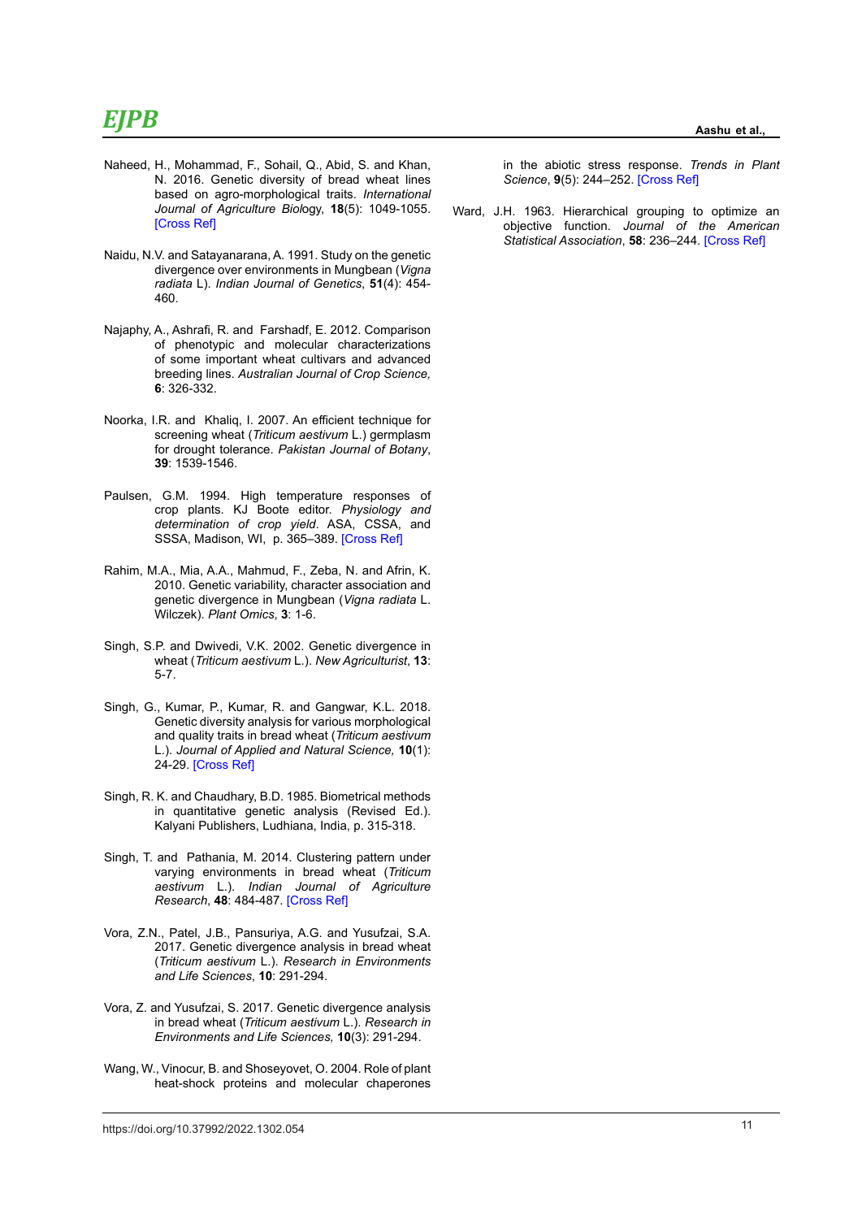Naheed, H., Mohammad, F., Sohail, Q., Abid, S. and Khan, N. 2016. Genetic diversity of bread wheat lines based on agro-morphological traits. *International Journal of Agriculture Bio*logy, **18**(5): 1049-1055. [Cross Ref]

Naidu, N.V. and Satayanarana, A. 1991. Study on the genetic divergence over environments in Mungbean (*Vigna radiata* L). *Indian Journal of Genetics*, **51**(4): 454-460.

Najaphy, A., Ashrafi, R. and Farshadf, E. 2012. Comparison of phenotypic and molecular characterizations of some important wheat cultivars and advanced breeding lines. *Australian Journal of Crop Science,* **6**: 326-332.

Noorka, I.R. and Khaliq, I. 2007. An efficient technique for screening wheat (*Triticum aestivum* L.) germplasm for drought tolerance. *Pakistan Journal of Botany*, **39**: 1539-1546.

Paulsen, G.M. 1994. High temperature responses of crop plants. KJ Boote editor. *Physiology and determination of crop yield*. ASA, CSSA, and SSSA, Madison, WI, p. 365–389. [Cross Ref]

Rahim, M.A., Mia, A.A., Mahmud, F., Zeba, N. and Afrin, K. 2010. Genetic variability, character association and genetic divergence in Mungbean (*Vigna radiata* L. Wilczek). *Plant Omics*, **3**: 1-6.

Singh, S.P. and Dwivedi, V.K. 2002. Genetic divergence in wheat (*Triticum aestivum* L.). *New Agriculturist*, **13**: 5-7.

Singh, G., Kumar, P., Kumar, R. and Gangwar, K.L. 2018. Genetic diversity analysis for various morphological and quality traits in bread wheat (*Triticum aestivum* L.). *Journal of Applied and Natural Science,* **10**(1): 24-29. [Cross Ref]

Singh, R. K. and Chaudhary, B.D. 1985. Biometrical methods in quantitative genetic analysis (Revised Ed.). Kalyani Publishers, Ludhiana, India, p. 315-318.

Singh, T. and Pathania, M. 2014. Clustering pattern under varying environments in bread wheat (*Triticum aestivum* L.). *Indian Journal of Agriculture Research*, **48**: 484-487. [Cross Ref]

Vora, Z.N., Patel, J.B., Pansuriya, A.G. and Yusufzai, S.A. 2017. Genetic divergence analysis in bread wheat (*Triticum aestivum* L.). *Research in Environments and Life Sciences*, **10**: 291-294.

Vora, Z. and Yusufzai, S. 2017. Genetic divergence analysis in bread wheat (*Triticum aestivum* L.). *Research in Environments and Life Sciences,* **10**(3): 291-294.

Wang, W., Vinocur, B. and Shoseyovet, O. 2004. Role of plant heat-shock proteins and molecular chaperones in the abiotic stress response. *Trends in Plant Science*, **9**(5): 244–252. [Cross Ref]

Ward, J.H. 1963. Hierarchical grouping to optimize an objective function. *Journal of the American Statistical Association*, **58**: 236–244. [Cross Ref]